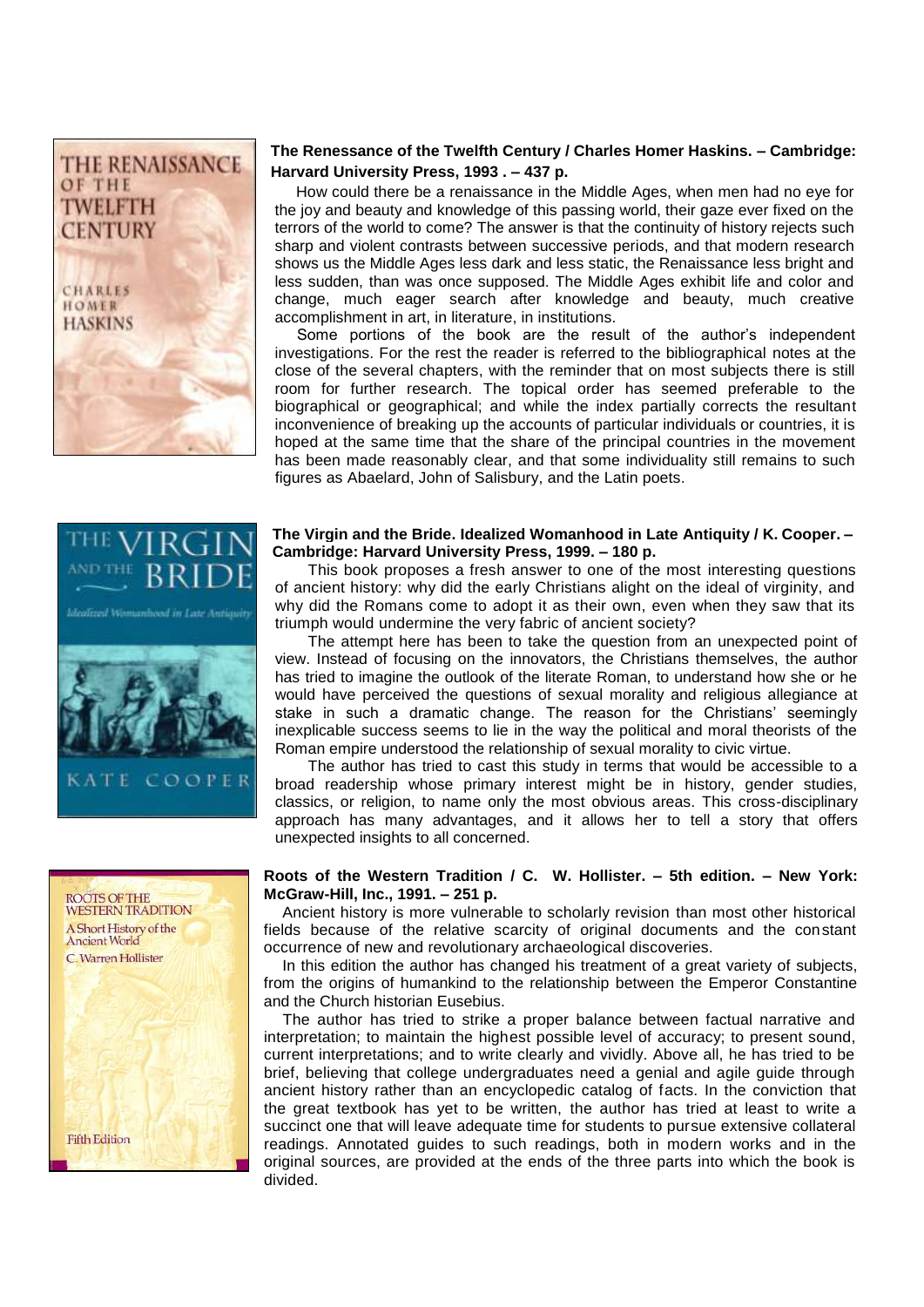**The Renessance of the Twelfth Century / Charles Homer Haskins. – Cambridge: Harvard University Press, 1993 . – 437 p.**

How could there be a renaissance in the Middle Ages, when men had no eye for the joy and beauty and knowledge of this passing world, their gaze ever fixed on the terrors of the world to come? The answer is that the continuity of history rejects such sharp and violent contrasts between successive periods, and that modern research shows us the Middle Ages less dark and less static, the Renaissance less bright and less sudden, than was once supposed. The Middle Ages exhibit life and color and change, much eager search after knowledge and beauty, much creative accomplishment in art, in literature, in institutions.

Some portions of the book are the result of the author's independent investigations. For the rest the reader is referred to the bibliographical notes at the close of the several chapters, with the reminder that on most subjects there is still room for further research. The topical order has seemed preferable to the biographical or geographical; and while the index partially corrects the resultant inconvenience of breaking up the accounts of particular individuals or countries, it is hoped at the same time that the share of the principal countries in the movement has been made reasonably clear, and that some individuality still remains to such figures as Abaelard, John of Salisbury, and the Latin poets.

**The Virgin and the Bride. Idealized Womanhood in Late Antiquity / K. Cooper. – Cambridge: Harvard University Press, 1999. – 180 p.**

This book proposes a fresh answer to one of the most interesting questions of ancient history: why did the early Christians alight on the ideal of virginity, and why did the Romans come to adopt it as their own, even when they saw that its triumph would undermine the very fabric of ancient society?

The attempt here has been to take the question from an unexpected point of view. Instead of focusing on the innovators, the Christians themselves, the author has tried to imagine the outlook of the literate Roman, to understand how she or he would have perceived the questions of sexual morality and religious allegiance at stake in such a dramatic change. The reason for the Christians' seemingly inexplicable success seems to lie in the way the political and moral theorists of the Roman empire understood the relationship of sexual morality to civic virtue.

The author has tried to cast this study in terms that would be accessible to a broad readership whose primary interest might be in history, gender studies, classics, or religion, to name only the most obvious areas. This cross-disciplinary approach has many advantages, and it allows her to tell a story that offers unexpected insights to all concerned.

**Roots of the Western Tradition / C. W. Hollister. – 5th edition. – New York: McGraw-Hill, Inc., 1991. – 251 p.**

Ancient history is more vulnerable to scholarly revision than most other historical fields because of the relative scarcity of original documents and the constant occurrence of new and revolutionary archaeological discoveries.

In this edition the author has changed his treatment of a great variety of subjects, from the origins of humankind to the relationship between the Emperor Constantine and the Church historian Eusebius.

The author has tried to strike a proper balance between factual narrative and interpretation; to maintain the highest possible level of accuracy; to present sound, current interpretations; and to write clearly and vividly. Above all, he has tried to be brief, believing that college undergraduates need a genial and agile guide through ancient history rather than an encyclopedic catalog of facts. In the conviction that the great textbook has yet to be written, the author has tried at least to write a succinct one that will leave adequate time for students to pursue extensive collateral readings. Annotated guides to such readings, both in modern works and in the original sources, are provided at the ends of the three parts into which the book is divided.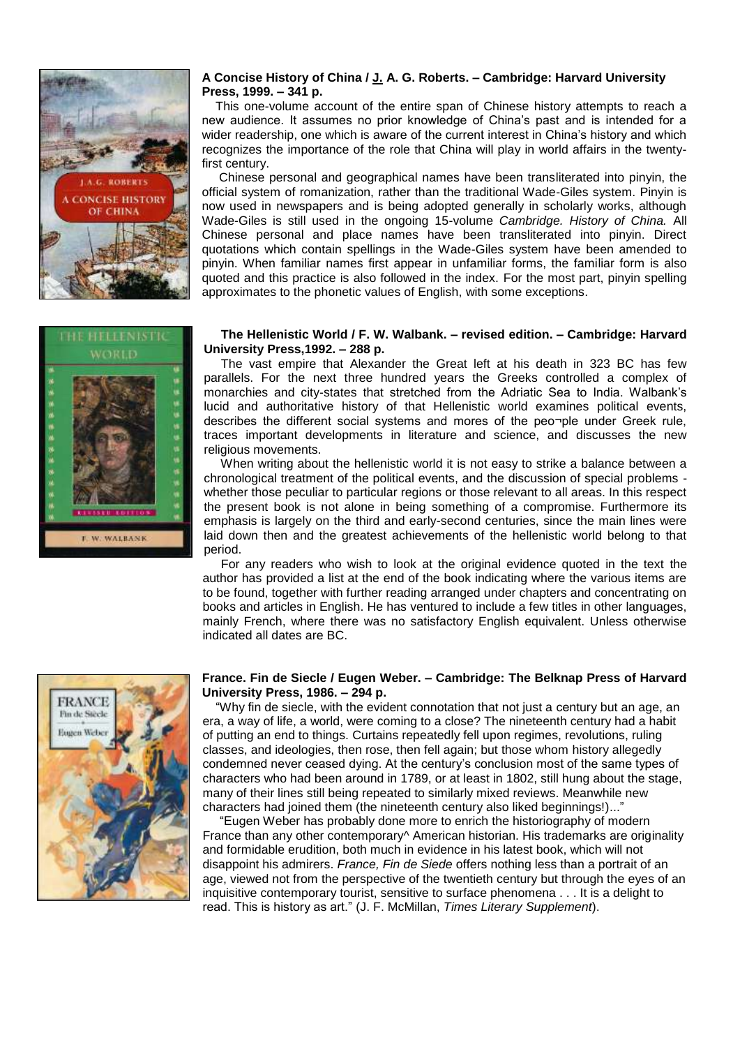**A Concise History of China / J. A. G. Roberts. – Cambridge: Harvard University Press, 1999. – 341 p.**

This one-volume account of the entire span of Chinese history attempts to reach a new audience. It assumes no prior knowledge of China's past and is intended for a wider readership, one which is aware of the current interest in China's history and which recognizes the importance of the role that China will play in world affairs in the twenty-first century.

Chinese personal and geographical names have been transliterated into pinyin, the official system of romanization, rather than the traditional Wade-Giles system. Pinyin is now used in newspapers and is being adopted generally in scholarly works, although Wade-Giles is still used in the ongoing 15-volume *Cambridge. History of China.* All Chinese personal and place names have been transliterated into pinyin. Direct quotations which contain spellings in the Wade-Giles system have been amended to pinyin. When familiar names first appear in unfamiliar forms, the familiar form is also quoted and this practice is also followed in the index. For the most part, pinyin spelling approximates to the phonetic values of English, with some exceptions.

**The Hellenistic World / F. W. Walbank. – revised edition. – Cambridge: Harvard University Press,1992. – 288 p.**

The vast empire that Alexander the Great left at his death in 323 BC has few parallels. For the next three hundred years the Greeks controlled a complex of monarchies and city-states that stretched from the Adriatic Sea to India. Walbank's lucid and authoritative history of that Hellenistic world examines political events, describes the different social systems and mores of the peo¬ple under Greek rule, traces important developments in literature and science, and discusses the new religious movements.

When writing about the hellenistic world it is not easy to strike a balance between a chronological treatment of the political events, and the discussion of special problems - whether those peculiar to particular regions or those relevant to all areas. In this respect the present book is not alone in being something of a compromise. Furthermore its emphasis is largely on the third and early-second centuries, since the main lines were laid down then and the greatest achievements of the hellenistic world belong to that period.

For any readers who wish to look at the original evidence quoted in the text the author has provided a list at the end of the book indicating where the various items are to be found, together with further reading arranged under chapters and concentrating on books and articles in English. He has ventured to include a few titles in other languages, mainly French, where there was no satisfactory English equivalent. Unless otherwise indicated all dates are BC.

**France. Fin de Siecle / Eugen Weber. – Cambridge: The Belknap Press of Harvard University Press, 1986. – 294 p.**

"Why fin de siecle, with the evident connotation that not just a century but an age, an era, a way of life, a world, were coming to a close? The nineteenth century had a habit of putting an end to things. Curtains repeatedly fell upon regimes, revolutions, ruling classes, and ideologies, then rose, then fell again; but those whom history allegedly condemned never ceased dying. At the century's conclusion most of the same types of characters who had been around in 1789, or at least in 1802, still hung about the stage, many of their lines still being repeated to similarly mixed reviews. Meanwhile new characters had joined them (the nineteenth century also liked beginnings!)..."

"Eugen Weber has probably done more to enrich the historiography of modern France than any other contemporary^ American historian. His trademarks are originality and formidable erudition, both much in evidence in his latest book, which will not disappoint his admirers. *France, Fin de Siede* offers nothing less than a portrait of an age, viewed not from the perspective of the twentieth century but through the eyes of an inquisitive contemporary tourist, sensitive to surface phenomena . . . It is a delight to read. This is history as art." (J. F. McMillan, *Times Literary Supplement*).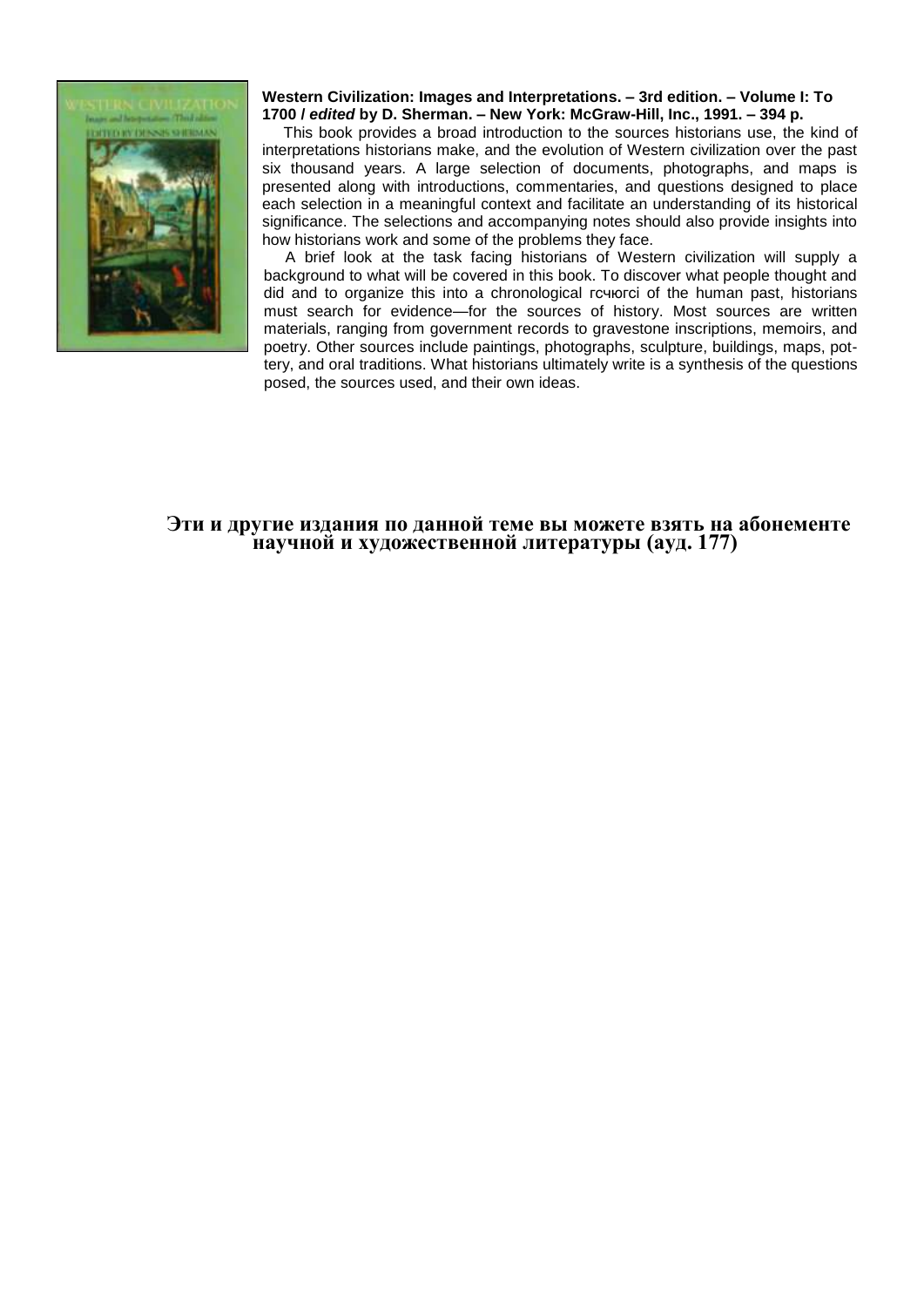**Western Civilization: Images and Interpretations. – 3rd edition. – Volume I: To 1700 / *edited* by D. Sherman. – New York: McGraw-Hill, Inc., 1991. – 394 p.**

This book provides a broad introduction to the sources historians use, the kind of interpretations historians make, and the evolution of Western civilization over the past six thousand years. A large selection of documents, photographs, and maps is presented along with introductions, commentaries, and questions designed to place each selection in a meaningful context and facilitate an understanding of its historical significance. The selections and accompanying notes should also provide insights into how historians work and some of the problems they face.

A brief look at the task facing historians of Western civilization will supply a background to what will be covered in this book. To discover what people thought and did and to organize this into a chronological гсчюгсі of the human past, historians must search for evidence—for the sources of history. Most sources are written materials, ranging from government records to gravestone inscriptions, memoirs, and poetry. Other sources include paintings, photographs, sculpture, buildings, maps, pottery, and oral traditions. What historians ultimately write is a synthesis of the questions posed, the sources used, and their own ideas.

**Эти и другие издания по данной теме вы можете взять на абонементе научной и художественной литературы (ауд. 177)**